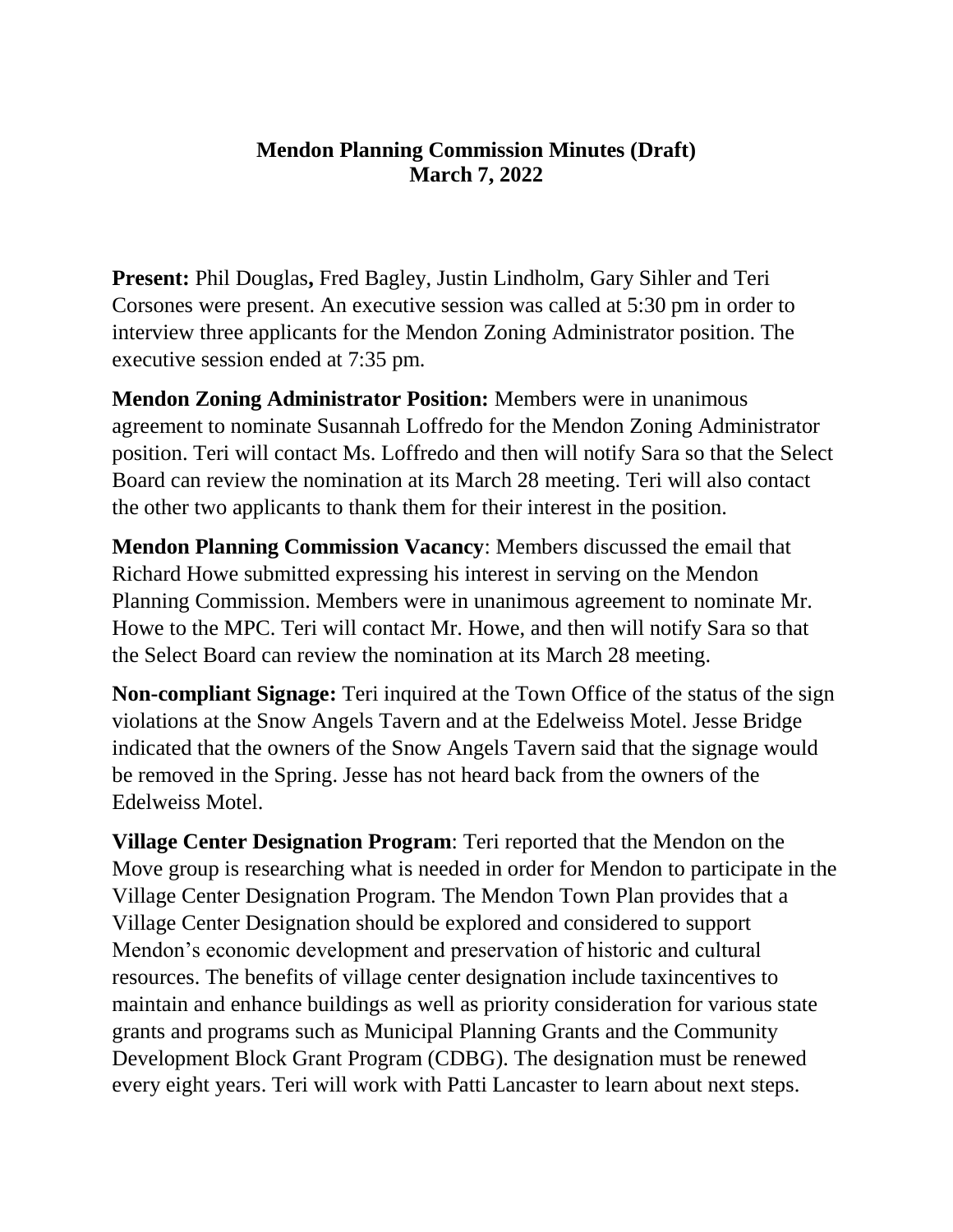# Mendon Planning Commission Minutes (Draft)
## March 7, 2022

**Present:** Phil Douglas**,** Fred Bagley, Justin Lindholm, Gary Sihler and Teri Corsones were present. An executive session was called at 5:30 pm in order to interview three applicants for the Mendon Zoning Administrator position. The executive session ended at 7:35 pm.

**Mendon Zoning Administrator Position:** Members were in unanimous agreement to nominate Susannah Loffredo for the Mendon Zoning Administrator position. Teri will contact Ms. Loffredo and then will notify Sara so that the Select Board can review the nomination at its March 28 meeting. Teri will also contact the other two applicants to thank them for their interest in the position.

**Mendon Planning Commission Vacancy**: Members discussed the email that Richard Howe submitted expressing his interest in serving on the Mendon Planning Commission. Members were in unanimous agreement to nominate Mr. Howe to the MPC. Teri will contact Mr. Howe, and then will notify Sara so that the Select Board can review the nomination at its March 28 meeting.

**Non-compliant Signage:** Teri inquired at the Town Office of the status of the sign violations at the Snow Angels Tavern and at the Edelweiss Motel. Jesse Bridge indicated that the owners of the Snow Angels Tavern said that the signage would be removed in the Spring. Jesse has not heard back from the owners of the Edelweiss Motel.

**Village Center Designation Program**: Teri reported that the Mendon on the Move group is researching what is needed in order for Mendon to participate in the Village Center Designation Program. The Mendon Town Plan provides that a Village Center Designation should be explored and considered to support Mendon's economic development and preservation of historic and cultural resources. The benefits of village center designation include taxincentives to maintain and enhance buildings as well as priority consideration for various state grants and programs such as Municipal Planning Grants and the Community Development Block Grant Program (CDBG). The designation must be renewed every eight years. Teri will work with Patti Lancaster to learn about next steps.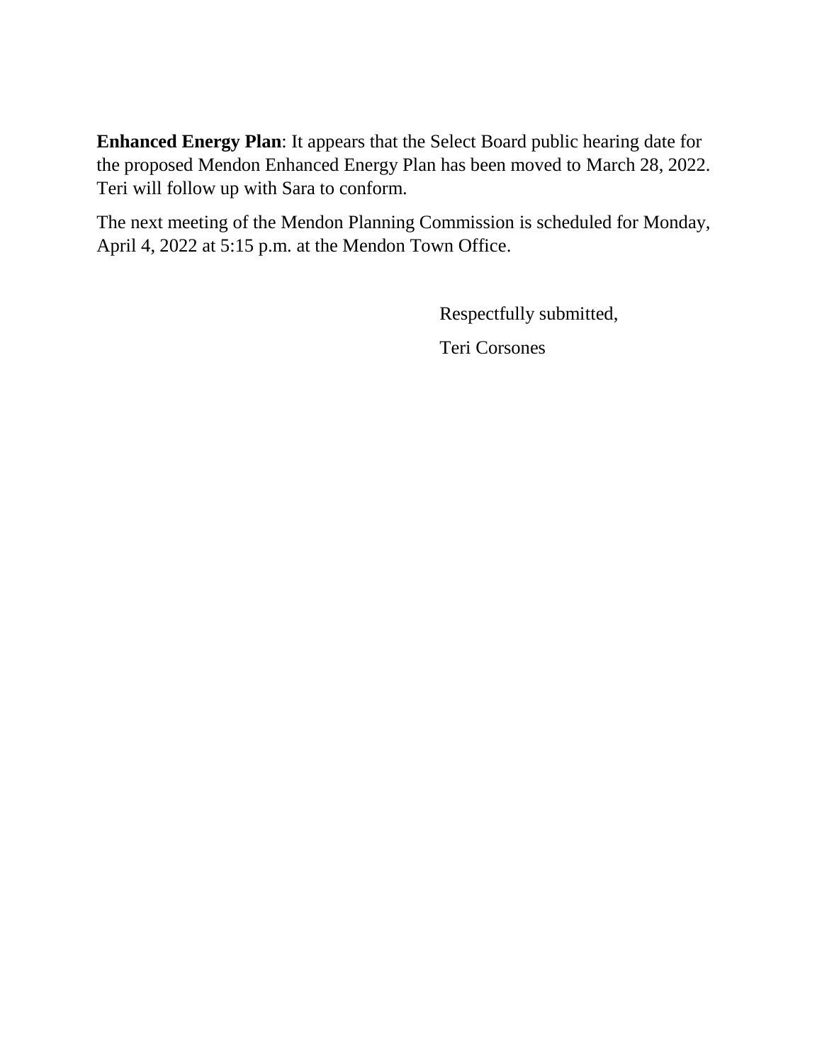**Enhanced Energy Plan**: It appears that the Select Board public hearing date for the proposed Mendon Enhanced Energy Plan has been moved to March 28, 2022. Teri will follow up with Sara to conform.

The next meeting of the Mendon Planning Commission is scheduled for Monday, April 4, 2022 at 5:15 p.m. at the Mendon Town Office.

Respectfully submitted,

Teri Corsones